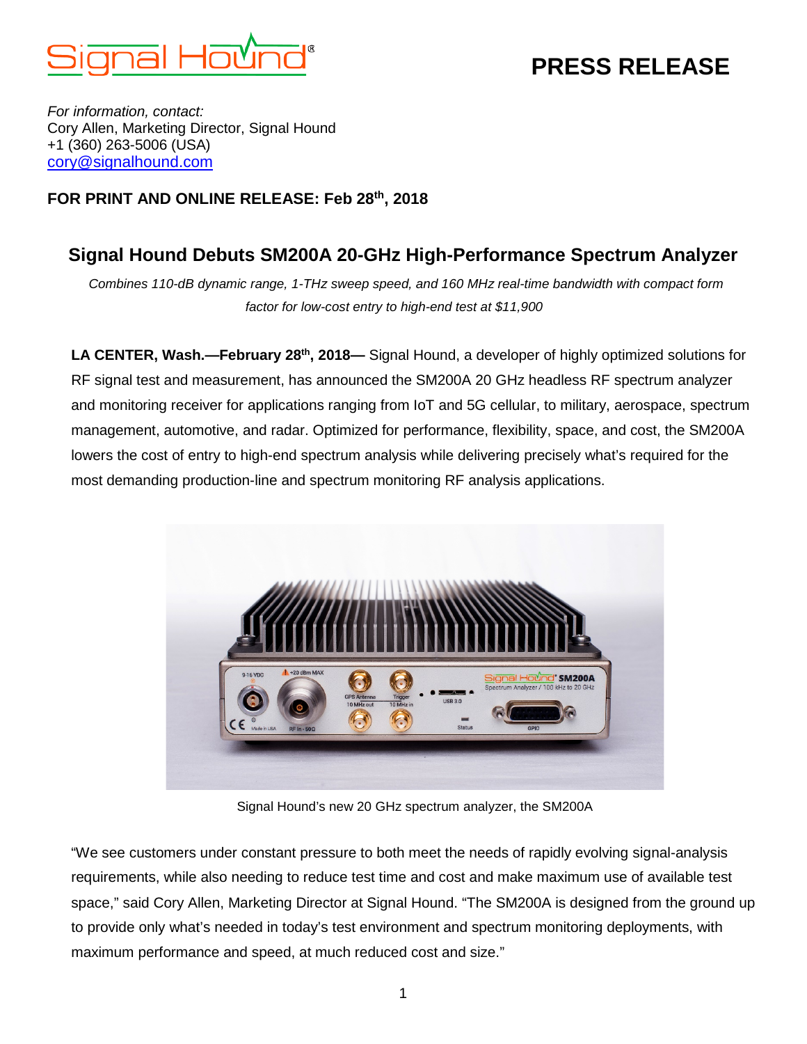# PRESS RELEASE

*For information, contact:*
Cory Allen, Marketing Director, Signal Hound
+1 (360) 263-5006 (USA)
[cory@signalhound.com](mailto:cory@signalhound.com)

**FOR PRINT AND ONLINE RELEASE: Feb 28th, 2018**

## Signal Hound Debuts SM200A 20-GHz High-Performance Spectrum Analyzer

*Combines 110-dB dynamic range, 1-THz sweep speed, and 160 MHz real-time bandwidth with compact form factor for low-cost entry to high-end test at $11,900*

**LA CENTER, Wash.—February 28th, 2018—** Signal Hound, a developer of highly optimized solutions for RF signal test and measurement, has announced the SM200A 20 GHz headless RF spectrum analyzer and monitoring receiver for applications ranging from IoT and 5G cellular, to military, aerospace, spectrum management, automotive, and radar. Optimized for performance, flexibility, space, and cost, the SM200A lowers the cost of entry to high-end spectrum analysis while delivering precisely what's required for the most demanding production-line and spectrum monitoring RF analysis applications.

Signal Hound's new 20 GHz spectrum analyzer, the SM200A

"We see customers under constant pressure to both meet the needs of rapidly evolving signal-analysis requirements, while also needing to reduce test time and cost and make maximum use of available test space," said Cory Allen, Marketing Director at Signal Hound. "The SM200A is designed from the ground up to provide only what's needed in today's test environment and spectrum monitoring deployments, with maximum performance and speed, at much reduced cost and size."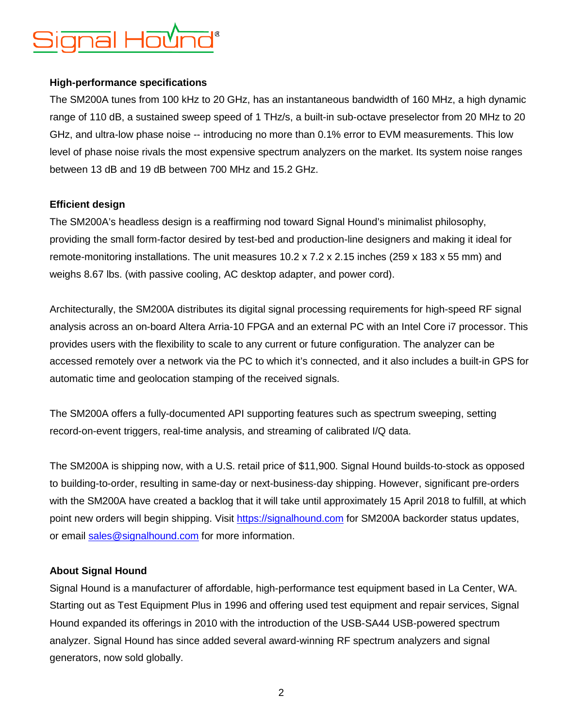**High-performance specifications**

The SM200A tunes from 100 kHz to 20 GHz, has an instantaneous bandwidth of 160 MHz, a high dynamic range of 110 dB, a sustained sweep speed of 1 THz/s, a built-in sub-octave preselector from 20 MHz to 20 GHz, and ultra-low phase noise -- introducing no more than 0.1% error to EVM measurements. This low level of phase noise rivals the most expensive spectrum analyzers on the market. Its system noise ranges between 13 dB and 19 dB between 700 MHz and 15.2 GHz.

**Efficient design**

The SM200A's headless design is a reaffirming nod toward Signal Hound's minimalist philosophy, providing the small form-factor desired by test-bed and production-line designers and making it ideal for remote-monitoring installations. The unit measures 10.2 x 7.2 x 2.15 inches (259 x 183 x 55 mm) and weighs 8.67 lbs. (with passive cooling, AC desktop adapter, and power cord).

Architecturally, the SM200A distributes its digital signal processing requirements for high-speed RF signal analysis across an on-board Altera Arria-10 FPGA and an external PC with an Intel Core i7 processor. This provides users with the flexibility to scale to any current or future configuration. The analyzer can be accessed remotely over a network via the PC to which it's connected, and it also includes a built-in GPS for automatic time and geolocation stamping of the received signals.

The SM200A offers a fully-documented API supporting features such as spectrum sweeping, setting record-on-event triggers, real-time analysis, and streaming of calibrated I/Q data.

The SM200A is shipping now, with a U.S. retail price of $11,900. Signal Hound builds-to-stock as opposed to building-to-order, resulting in same-day or next-business-day shipping. However, significant pre-orders with the SM200A have created a backlog that it will take until approximately 15 April 2018 to fulfill, at which point new orders will begin shipping. Visit [https://signalhound.com](https://signalhound.com) for SM200A backorder status updates, or email [sales@signalhound.com](mailto:sales@signalhound.com) for more information.

**About Signal Hound**

Signal Hound is a manufacturer of affordable, high-performance test equipment based in La Center, WA. Starting out as Test Equipment Plus in 1996 and offering used test equipment and repair services, Signal Hound expanded its offerings in 2010 with the introduction of the USB-SA44 USB-powered spectrum analyzer. Signal Hound has since added several award-winning RF spectrum analyzers and signal generators, now sold globally.